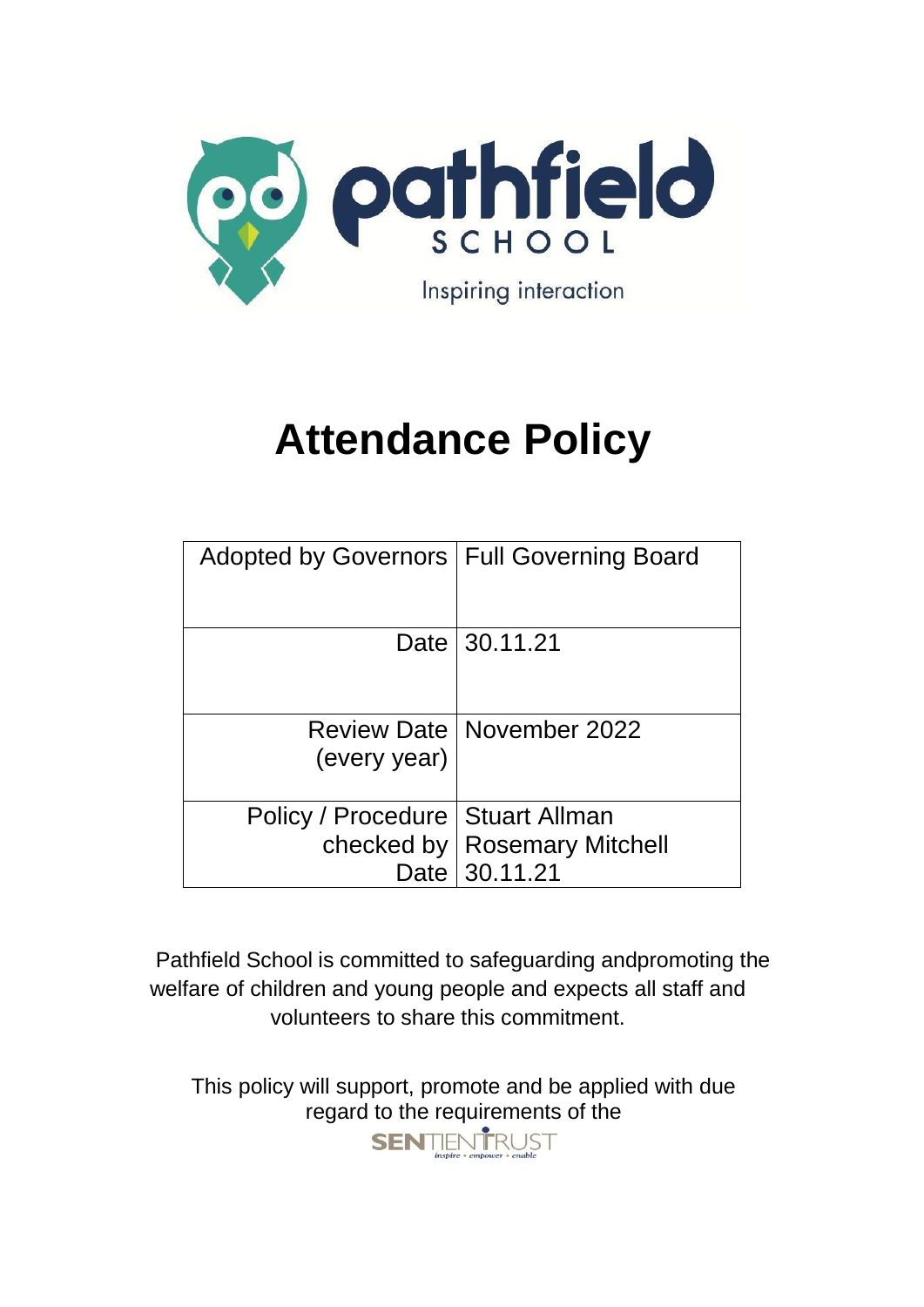pathfield SCHOOL

Inspiring interaction

# Attendance Policy

| Adopted by Governors | Full Governing Board |
| --- | --- |
| Date | 30.11.21 |
| Review Date (every year) | November 2022 |
| Policy / Procedure checked by Date | Stuart Allman Rosemary Mitchell 30.11.21 |

Pathfield School is committed to safeguarding andpromoting the welfare of children and young people and expects all staff and volunteers to share this commitment.

This policy will support, promote and be applied with due regard to the requirements of the SENTIENT TRUST

inspire • empower • enable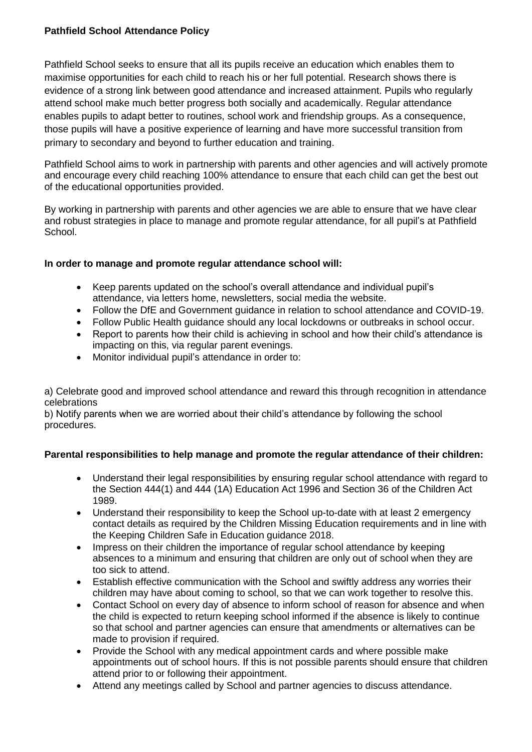**Pathfield School Attendance Policy**

Pathfield School seeks to ensure that all its pupils receive an education which enables them to maximise opportunities for each child to reach his or her full potential. Research shows there is evidence of a strong link between good attendance and increased attainment. Pupils who regularly attend school make much better progress both socially and academically. Regular attendance enables pupils to adapt better to routines, school work and friendship groups. As a consequence, those pupils will have a positive experience of learning and have more successful transition from primary to secondary and beyond to further education and training.

Pathfield School aims to work in partnership with parents and other agencies and will actively promote and encourage every child reaching 100% attendance to ensure that each child can get the best out of the educational opportunities provided.

By working in partnership with parents and other agencies we are able to ensure that we have clear and robust strategies in place to manage and promote regular attendance, for all pupil's at Pathfield School.

**In order to manage and promote regular attendance school will:**

- Keep parents updated on the school's overall attendance and individual pupil's attendance, via letters home, newsletters, social media the website.
- Follow the DfE and Government guidance in relation to school attendance and COVID-19.
- Follow Public Health guidance should any local lockdowns or outbreaks in school occur.
- Report to parents how their child is achieving in school and how their child's attendance is impacting on this, via regular parent evenings.
- Monitor individual pupil's attendance in order to:

a) Celebrate good and improved school attendance and reward this through recognition in attendance celebrations
b) Notify parents when we are worried about their child's attendance by following the school procedures.

**Parental responsibilities to help manage and promote the regular attendance of their children:**

- Understand their legal responsibilities by ensuring regular school attendance with regard to the Section 444(1) and 444 (1A) Education Act 1996 and Section 36 of the Children Act 1989.
- Understand their responsibility to keep the School up-to-date with at least 2 emergency contact details as required by the Children Missing Education requirements and in line with the Keeping Children Safe in Education guidance 2018.
- Impress on their children the importance of regular school attendance by keeping absences to a minimum and ensuring that children are only out of school when they are too sick to attend.
- Establish effective communication with the School and swiftly address any worries their children may have about coming to school, so that we can work together to resolve this.
- Contact School on every day of absence to inform school of reason for absence and when the child is expected to return keeping school informed if the absence is likely to continue so that school and partner agencies can ensure that amendments or alternatives can be made to provision if required.
- Provide the School with any medical appointment cards and where possible make appointments out of school hours. If this is not possible parents should ensure that children attend prior to or following their appointment.
- Attend any meetings called by School and partner agencies to discuss attendance.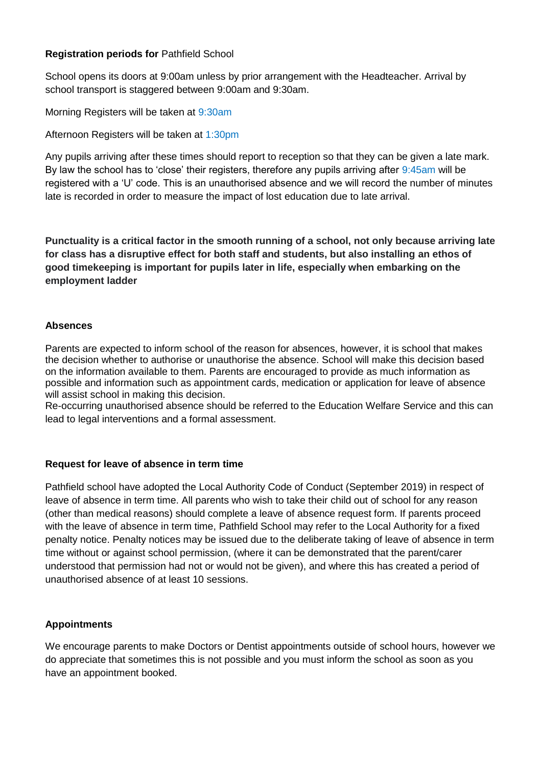**Registration periods for** Pathfield School

School opens its doors at 9:00am unless by prior arrangement with the Headteacher. Arrival by school transport is staggered between 9:00am and 9:30am.

Morning Registers will be taken at 9:30am

Afternoon Registers will be taken at 1:30pm

Any pupils arriving after these times should report to reception so that they can be given a late mark. By law the school has to 'close' their registers, therefore any pupils arriving after 9:45am will be registered with a 'U' code. This is an unauthorised absence and we will record the number of minutes late is recorded in order to measure the impact of lost education due to late arrival.

**Punctuality is a critical factor in the smooth running of a school, not only because arriving late for class has a disruptive effect for both staff and students, but also installing an ethos of good timekeeping is important for pupils later in life, especially when embarking on the employment ladder**

**Absences**

Parents are expected to inform school of the reason for absences, however, it is school that makes the decision whether to authorise or unauthorise the absence. School will make this decision based on the information available to them. Parents are encouraged to provide as much information as possible and information such as appointment cards, medication or application for leave of absence will assist school in making this decision.
Re-occurring unauthorised absence should be referred to the Education Welfare Service and this can lead to legal interventions and a formal assessment.

**Request for leave of absence in term time**

Pathfield school have adopted the Local Authority Code of Conduct (September 2019) in respect of leave of absence in term time. All parents who wish to take their child out of school for any reason (other than medical reasons) should complete a leave of absence request form. If parents proceed with the leave of absence in term time, Pathfield School may refer to the Local Authority for a fixed penalty notice. Penalty notices may be issued due to the deliberate taking of leave of absence in term time without or against school permission, (where it can be demonstrated that the parent/carer understood that permission had not or would not be given), and where this has created a period of unauthorised absence of at least 10 sessions.

**Appointments**

We encourage parents to make Doctors or Dentist appointments outside of school hours, however we do appreciate that sometimes this is not possible and you must inform the school as soon as you have an appointment booked.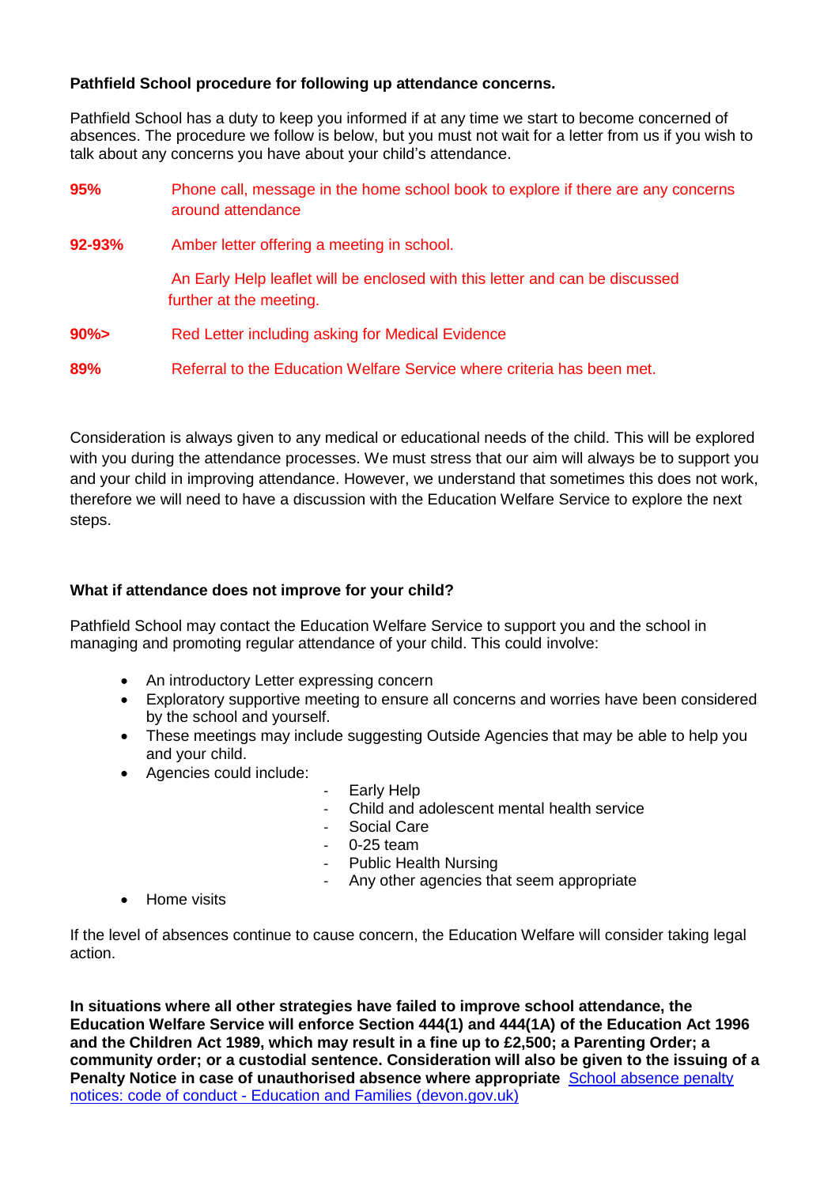**Pathfield School procedure for following up attendance concerns.**

Pathfield School has a duty to keep you informed if at any time we start to become concerned of absences. The procedure we follow is below, but you must not wait for a letter from us if you wish to talk about any concerns you have about your child's attendance.

| | |
|---|---|
| **95%** | Phone call, message in the home school book to explore if there are any concerns around attendance |
| **92-93%** | Amber letter offering a meeting in school.<br><br>An Early Help leaflet will be enclosed with this letter and can be discussed further at the meeting. |
| **90%>** | Red Letter including asking for Medical Evidence |
| **89%** | Referral to the Education Welfare Service where criteria has been met. |

Consideration is always given to any medical or educational needs of the child. This will be explored with you during the attendance processes. We must stress that our aim will always be to support you and your child in improving attendance. However, we understand that sometimes this does not work, therefore we will need to have a discussion with the Education Welfare Service to explore the next steps.

**What if attendance does not improve for your child?**

Pathfield School may contact the Education Welfare Service to support you and the school in managing and promoting regular attendance of your child. This could involve:

- An introductory Letter expressing concern
- Exploratory supportive meeting to ensure all concerns and worries have been considered by the school and yourself.
- These meetings may include suggesting Outside Agencies that may be able to help you and your child.
- Agencies could include:
    - Early Help
    - Child and adolescent mental health service
    - Social Care
    - 0-25 team
    - Public Health Nursing
    - Any other agencies that seem appropriate
- Home visits

If the level of absences continue to cause concern, the Education Welfare will consider taking legal action.

**In situations where all other strategies have failed to improve school attendance, the Education Welfare Service will enforce Section 444(1) and 444(1A) of the Education Act 1996 and the Children Act 1989, which may result in a fine up to £2,500; a Parenting Order; a community order; or a custodial sentence. Consideration will also be given to the issuing of a Penalty Notice in case of unauthorised absence where appropriate** [School absence penalty notices: code of conduct - Education and Families (devon.gov.uk)]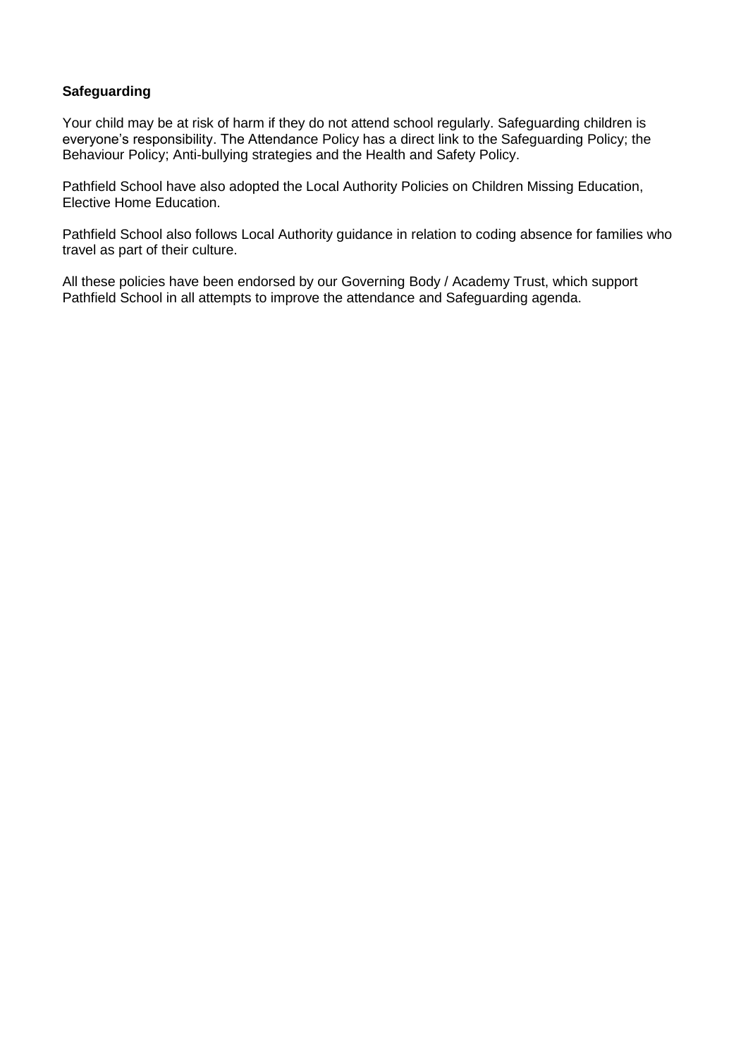**Safeguarding**

Your child may be at risk of harm if they do not attend school regularly. Safeguarding children is everyone's responsibility. The Attendance Policy has a direct link to the Safeguarding Policy; the Behaviour Policy; Anti-bullying strategies and the Health and Safety Policy.

Pathfield School have also adopted the Local Authority Policies on Children Missing Education, Elective Home Education.

Pathfield School also follows Local Authority guidance in relation to coding absence for families who travel as part of their culture.

All these policies have been endorsed by our Governing Body / Academy Trust, which support Pathfield School in all attempts to improve the attendance and Safeguarding agenda.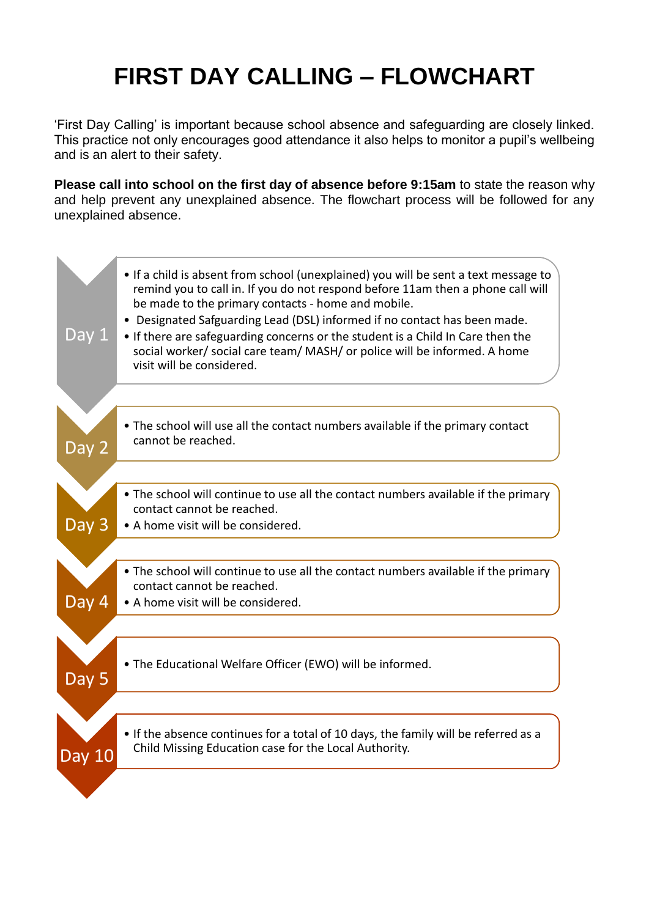# FIRST DAY CALLING – FLOWCHART

'First Day Calling' is important because school absence and safeguarding are closely linked. This practice not only encourages good attendance it also helps to monitor a pupil's wellbeing and is an alert to their safety.

**Please call into school on the first day of absence before 9:15am** to state the reason why and help prevent any unexplained absence. The flowchart process will be followed for any unexplained absence.

**Day 1**

- If a child is absent from school (unexplained) you will be sent a text message to remind you to call in. If you do not respond before 11am then a phone call will be made to the primary contacts - home and mobile.
- Designated Safguarding Lead (DSL) informed if no contact has been made.
- If there are safeguarding concerns or the student is a Child In Care then the social worker/ social care team/ MASH/ or police will be informed. A home visit will be considered.

**Day 2**

- The school will use all the contact numbers available if the primary contact cannot be reached.

**Day 3**

- The school will continue to use all the contact numbers available if the primary contact cannot be reached.
- A home visit will be considered.

**Day 4**

- The school will continue to use all the contact numbers available if the primary contact cannot be reached.
- A home visit will be considered.

**Day 5**

- The Educational Welfare Officer (EWO) will be informed.

**Day 10**

- If the absence continues for a total of 10 days, the family will be referred as a Child Missing Education case for the Local Authority.